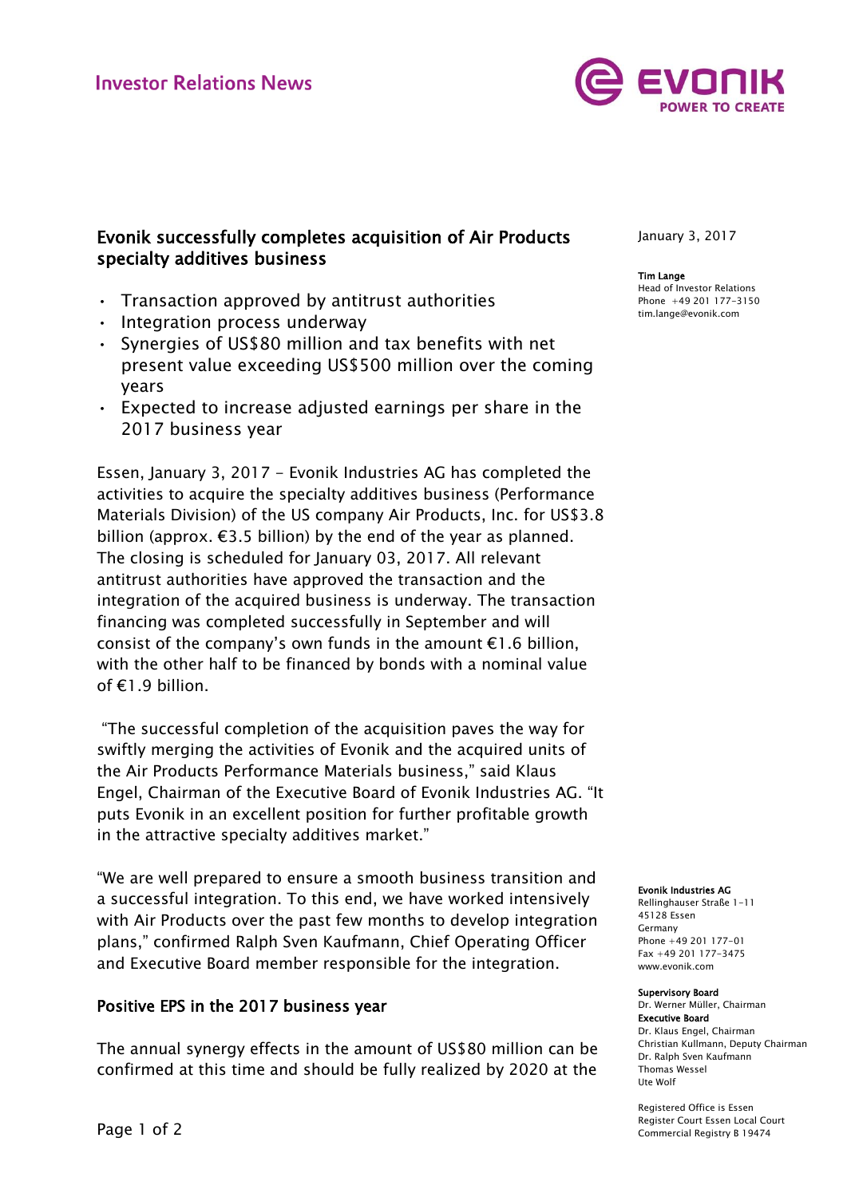# Investor Relations News

January 3, 2017

**Tim Lange**
Head of Investor Relations
Phone +49 201 177-3150
tim.lange@evonik.com

## Evonik successfully completes acquisition of Air Products specialty additives business

- Transaction approved by antitrust authorities
- Integration process underway
- Synergies of US$80 million and tax benefits with net present value exceeding US$500 million over the coming years
- Expected to increase adjusted earnings per share in the 2017 business year

Essen, January 3, 2017 – Evonik Industries AG has completed the activities to acquire the specialty additives business (Performance Materials Division) of the US company Air Products, Inc. for US$3.8 billion (approx. €3.5 billion) by the end of the year as planned. The closing is scheduled for January 03, 2017. All relevant antitrust authorities have approved the transaction and the integration of the acquired business is underway. The transaction financing was completed successfully in September and will consist of the company's own funds in the amount €1.6 billion, with the other half to be financed by bonds with a nominal value of €1.9 billion.

"The successful completion of the acquisition paves the way for swiftly merging the activities of Evonik and the acquired units of the Air Products Performance Materials business," said Klaus Engel, Chairman of the Executive Board of Evonik Industries AG. "It puts Evonik in an excellent position for further profitable growth in the attractive specialty additives market."

"We are well prepared to ensure a smooth business transition and a successful integration. To this end, we have worked intensively with Air Products over the past few months to develop integration plans," confirmed Ralph Sven Kaufmann, Chief Operating Officer and Executive Board member responsible for the integration.

### Positive EPS in the 2017 business year

The annual synergy effects in the amount of US$80 million can be confirmed at this time and should be fully realized by 2020 at the

**Evonik Industries AG**
Rellinghauser Straße 1-11
45128 Essen
Germany
Phone +49 201 177-01
Fax +49 201 177-3475
www.evonik.com

**Supervisory Board**
Dr. Werner Müller, Chairman
**Executive Board**
Dr. Klaus Engel, Chairman
Christian Kullmann, Deputy Chairman
Dr. Ralph Sven Kaufmann
Thomas Wessel
Ute Wolf

Registered Office is Essen
Register Court Essen Local Court
Commercial Registry B 19474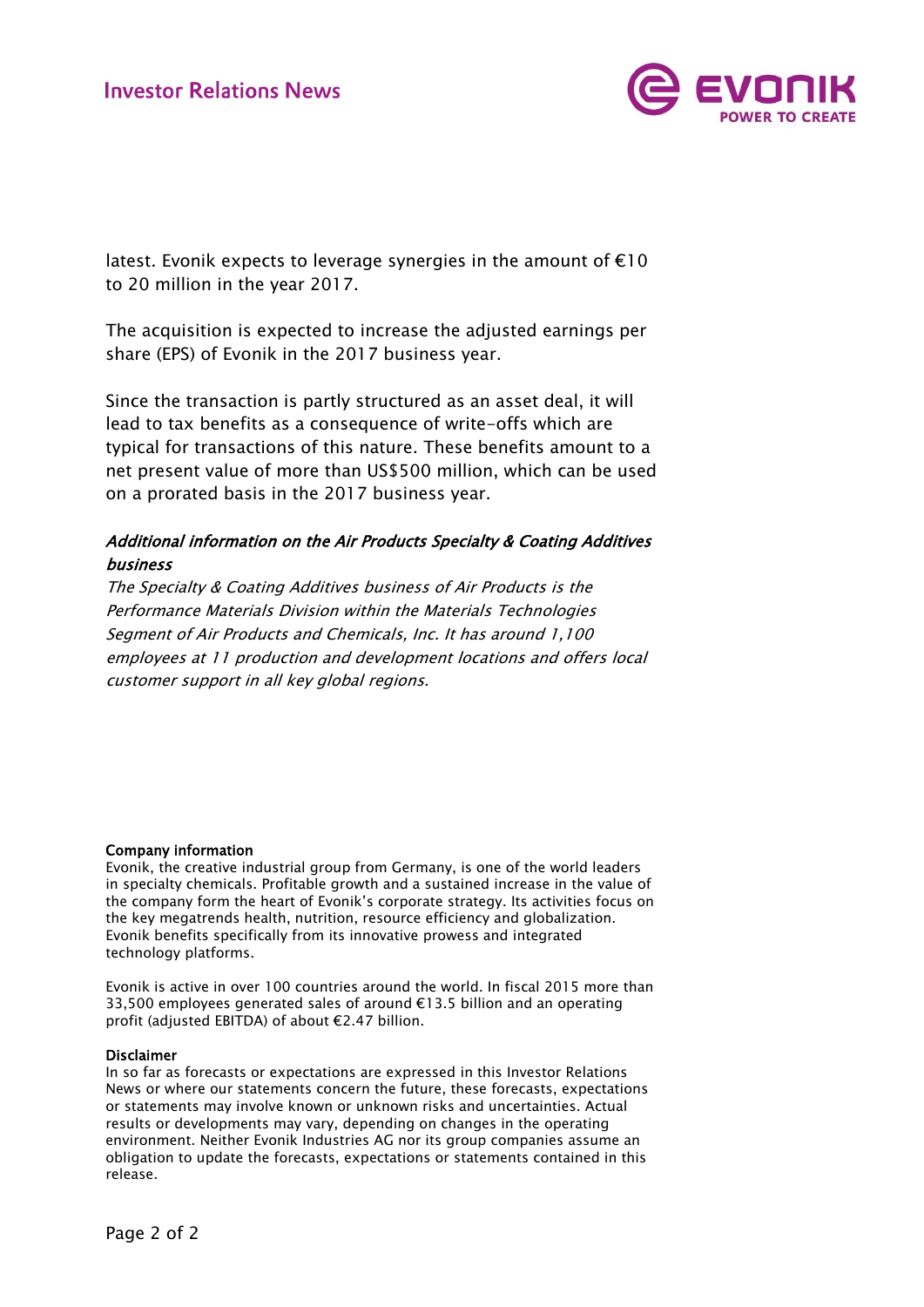latest. Evonik expects to leverage synergies in the amount of €10 to 20 million in the year 2017.

The acquisition is expected to increase the adjusted earnings per share (EPS) of Evonik in the 2017 business year.

Since the transaction is partly structured as an asset deal, it will lead to tax benefits as a consequence of write-offs which are typical for transactions of this nature. These benefits amount to a net present value of more than US$500 million, which can be used on a prorated basis in the 2017 business year.

***Additional information on the Air Products Specialty & Coating Additives business***

*The Specialty & Coating Additives business of Air Products is the Performance Materials Division within the Materials Technologies Segment of Air Products and Chemicals, Inc. It has around 1,100 employees at 11 production and development locations and offers local customer support in all key global regions.*

**Company information**

Evonik, the creative industrial group from Germany, is one of the world leaders in specialty chemicals. Profitable growth and a sustained increase in the value of the company form the heart of Evonik's corporate strategy. Its activities focus on the key megatrends health, nutrition, resource efficiency and globalization. Evonik benefits specifically from its innovative prowess and integrated technology platforms.

Evonik is active in over 100 countries around the world. In fiscal 2015 more than 33,500 employees generated sales of around €13.5 billion and an operating profit (adjusted EBITDA) of about €2.47 billion.

**Disclaimer**

In so far as forecasts or expectations are expressed in this Investor Relations News or where our statements concern the future, these forecasts, expectations or statements may involve known or unknown risks and uncertainties. Actual results or developments may vary, depending on changes in the operating environment. Neither Evonik Industries AG nor its group companies assume an obligation to update the forecasts, expectations or statements contained in this release.